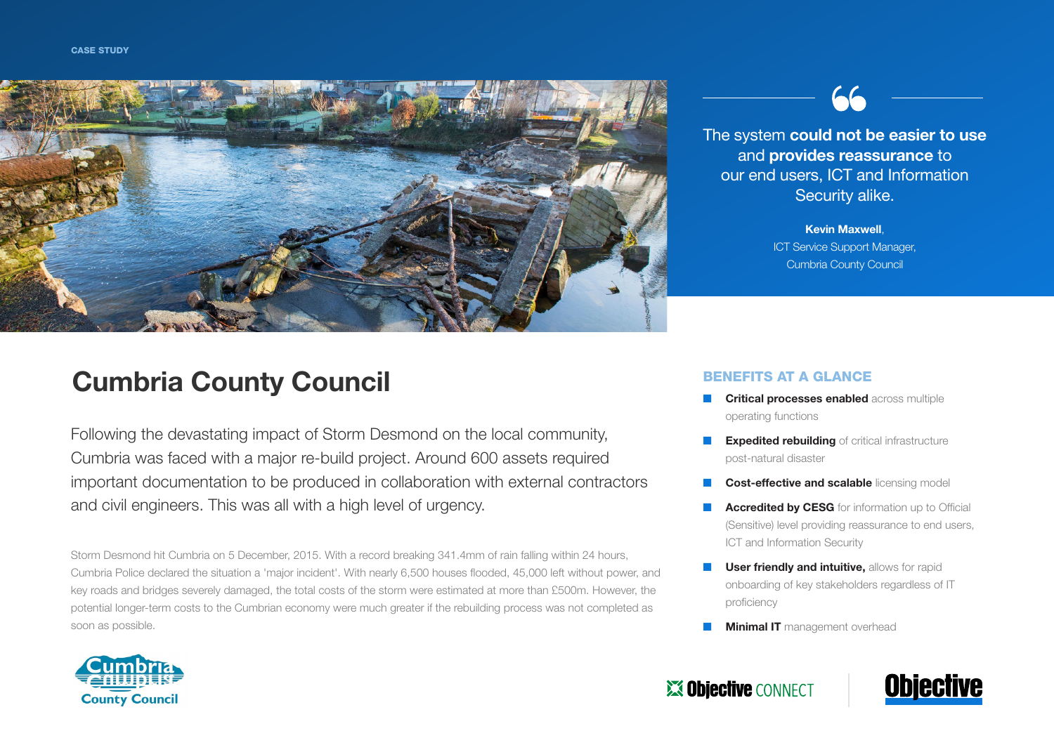CASE STUDY

> The system **could not be easier to use** and **provides reassurance** to our end users, ICT and Information Security alike.
>
> **Kevin Maxwell**, ICT Service Support Manager, Cumbria County Council

# Cumbria County Council

Following the devastating impact of Storm Desmond on the local community, Cumbria was faced with a major re-build project. Around 600 assets required important documentation to be produced in collaboration with external contractors and civil engineers. This was all with a high level of urgency.

Storm Desmond hit Cumbria on 5 December, 2015. With a record breaking 341.4mm of rain falling within 24 hours, Cumbria Police declared the situation a 'major incident'. With nearly 6,500 houses flooded, 45,000 left without power, and key roads and bridges severely damaged, the total costs of the storm were estimated at more than £500m. However, the potential longer-term costs to the Cumbrian economy were much greater if the rebuilding process was not completed as soon as possible.

## BENEFITS AT A GLANCE

- **Critical processes enabled** across multiple operating functions
- **Expedited rebuilding** of critical infrastructure post-natural disaster
- **Cost-effective and scalable** licensing model
- **Accredited by CESG** for information up to Official (Sensitive) level providing reassurance to end users, ICT and Information Security
- **User friendly and intuitive,** allows for rapid onboarding of key stakeholders regardless of IT proficiency
- **Minimal IT** management overhead

Cumbria County Council

Objective CONNECT

Objective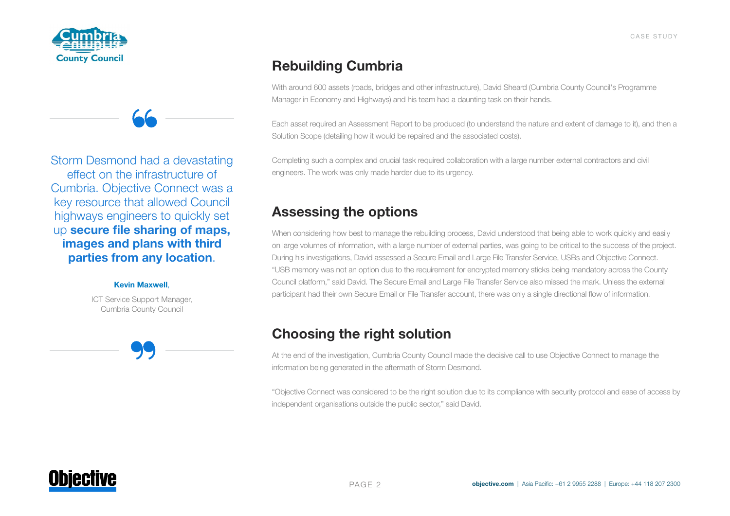> Storm Desmond had a devastating effect on the infrastructure of Cumbria. Objective Connect was a key resource that allowed Council highways engineers to quickly set up **secure file sharing of maps, images and plans with third parties from any location**.
>
> **Kevin Maxwell**,
>
> ICT Service Support Manager, Cumbria County Council

## Rebuilding Cumbria

With around 600 assets (roads, bridges and other infrastructure), David Sheard (Cumbria County Council's Programme Manager in Economy and Highways) and his team had a daunting task on their hands.

Each asset required an Assessment Report to be produced (to understand the nature and extent of damage to it), and then a Solution Scope (detailing how it would be repaired and the associated costs).

Completing such a complex and crucial task required collaboration with a large number external contractors and civil engineers. The work was only made harder due to its urgency.

## Assessing the options

When considering how best to manage the rebuilding process, David understood that being able to work quickly and easily on large volumes of information, with a large number of external parties, was going to be critical to the success of the project. During his investigations, David assessed a Secure Email and Large File Transfer Service, USBs and Objective Connect. "USB memory was not an option due to the requirement for encrypted memory sticks being mandatory across the County Council platform," said David. The Secure Email and Large File Transfer Service also missed the mark. Unless the external participant had their own Secure Email or File Transfer account, there was only a single directional flow of information.

## Choosing the right solution

At the end of the investigation, Cumbria County Council made the decisive call to use Objective Connect to manage the information being generated in the aftermath of Storm Desmond.

"Objective Connect was considered to be the right solution due to its compliance with security protocol and ease of access by independent organisations outside the public sector," said David.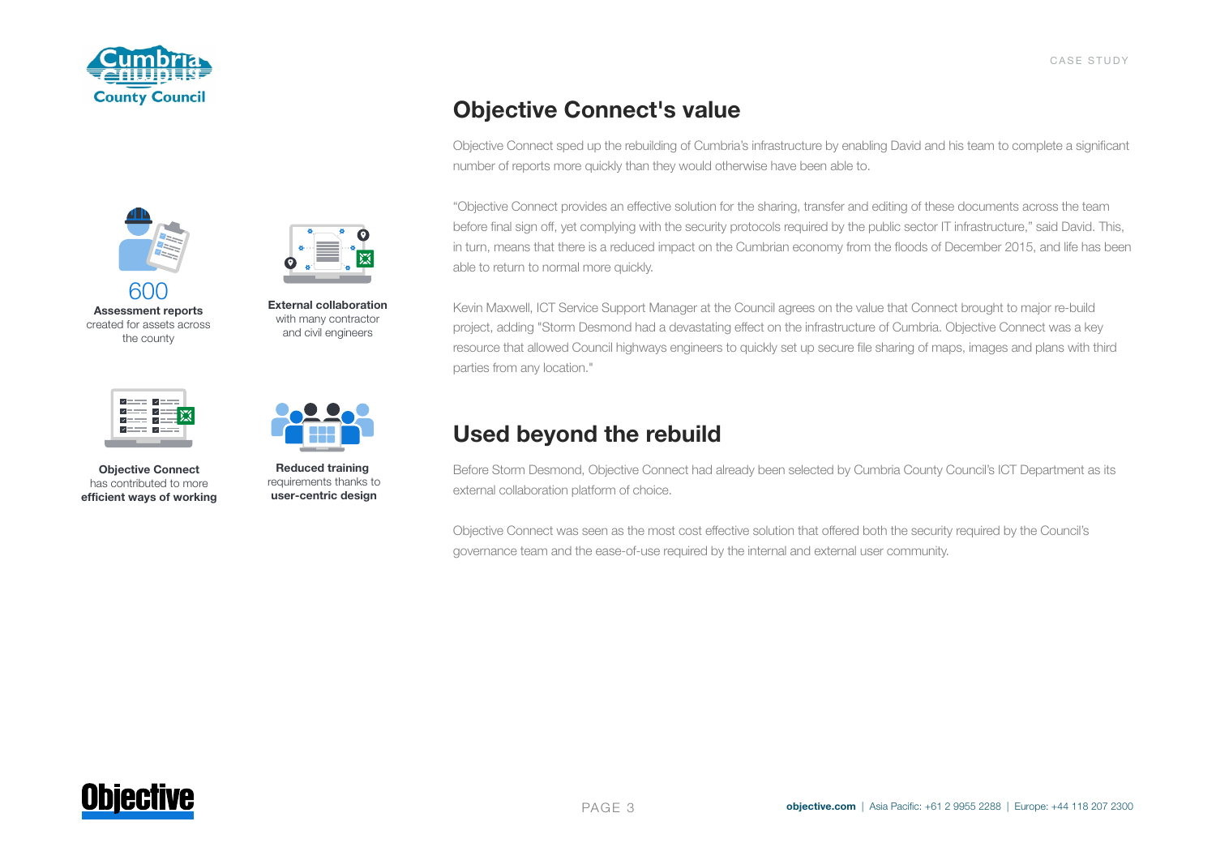**600**
**Assessment reports** created for assets across the county

**External collaboration** with many contractor and civil engineers

**Objective Connect** has contributed to more **efficient ways of working**

**Reduced training** requirements thanks to **user-centric design**

## Objective Connect's value

Objective Connect sped up the rebuilding of Cumbria's infrastructure by enabling David and his team to complete a significant number of reports more quickly than they would otherwise have been able to.

"Objective Connect provides an effective solution for the sharing, transfer and editing of these documents across the team before final sign off, yet complying with the security protocols required by the public sector IT infrastructure," said David. This, in turn, means that there is a reduced impact on the Cumbrian economy from the floods of December 2015, and life has been able to return to normal more quickly.

Kevin Maxwell, ICT Service Support Manager at the Council agrees on the value that Connect brought to major re-build project, adding "Storm Desmond had a devastating effect on the infrastructure of Cumbria. Objective Connect was a key resource that allowed Council highways engineers to quickly set up secure file sharing of maps, images and plans with third parties from any location."

## Used beyond the rebuild

Before Storm Desmond, Objective Connect had already been selected by Cumbria County Council's ICT Department as its external collaboration platform of choice.

Objective Connect was seen as the most cost effective solution that offered both the security required by the Council's governance team and the ease-of-use required by the internal and external user community.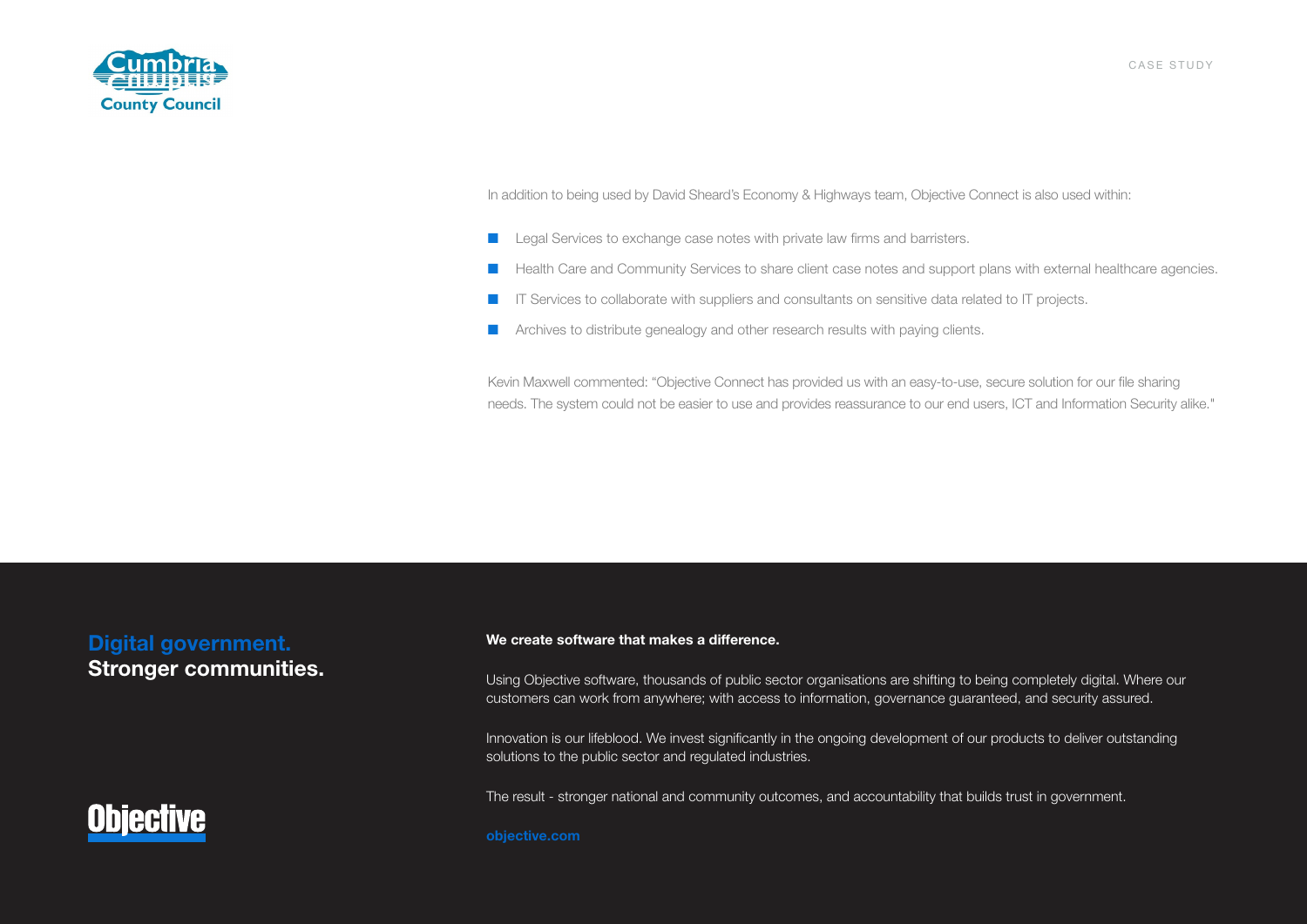In addition to being used by David Sheard's Economy & Highways team, Objective Connect is also used within:

- Legal Services to exchange case notes with private law firms and barristers.
- Health Care and Community Services to share client case notes and support plans with external healthcare agencies.
- IT Services to collaborate with suppliers and consultants on sensitive data related to IT projects.
- Archives to distribute genealogy and other research results with paying clients.

Kevin Maxwell commented: "Objective Connect has provided us with an easy-to-use, secure solution for our file sharing needs. The system could not be easier to use and provides reassurance to our end users, ICT and Information Security alike."

## Digital government.
## Stronger communities.

**We create software that makes a difference.**

Using Objective software, thousands of public sector organisations are shifting to being completely digital. Where our customers can work from anywhere; with access to information, governance guaranteed, and security assured.

Innovation is our lifeblood. We invest significantly in the ongoing development of our products to deliver outstanding solutions to the public sector and regulated industries.

The result - stronger national and community outcomes, and accountability that builds trust in government.

**objective.com**